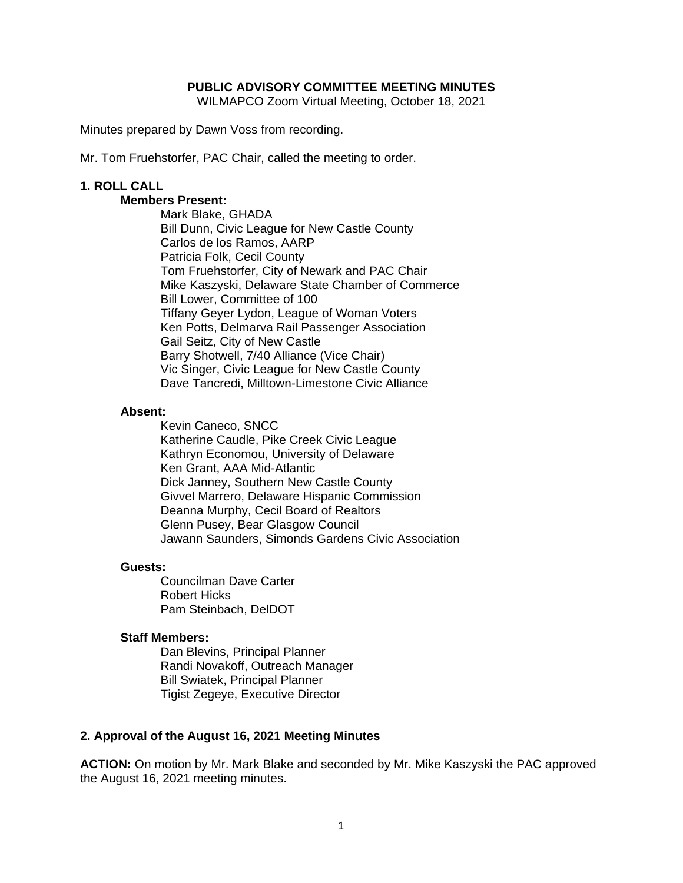# PUBLIC ADVISORY COMMITTEE MEETING MINUTES

WILMAPCO Zoom Virtual Meeting, October 18, 2021

Minutes prepared by Dawn Voss from recording.

Mr. Tom Fruehstorfer, PAC Chair, called the meeting to order.

## 1. ROLL CALL

**Members Present:**

Mark Blake, GHADA
Bill Dunn, Civic League for New Castle County
Carlos de los Ramos, AARP
Patricia Folk, Cecil County
Tom Fruehstorfer, City of Newark and PAC Chair
Mike Kaszyski, Delaware State Chamber of Commerce
Bill Lower, Committee of 100
Tiffany Geyer Lydon, League of Woman Voters
Ken Potts, Delmarva Rail Passenger Association
Gail Seitz, City of New Castle
Barry Shotwell, 7/40 Alliance (Vice Chair)
Vic Singer, Civic League for New Castle County
Dave Tancredi, Milltown-Limestone Civic Alliance

**Absent:**

Kevin Caneco, SNCC
Katherine Caudle, Pike Creek Civic League
Kathryn Economou, University of Delaware
Ken Grant, AAA Mid-Atlantic
Dick Janney, Southern New Castle County
Givvel Marrero, Delaware Hispanic Commission
Deanna Murphy, Cecil Board of Realtors
Glenn Pusey, Bear Glasgow Council
Jawann Saunders, Simonds Gardens Civic Association

**Guests:**

Councilman Dave Carter
Robert Hicks
Pam Steinbach, DelDOT

**Staff Members:**

Dan Blevins, Principal Planner
Randi Novakoff, Outreach Manager
Bill Swiatek, Principal Planner
Tigist Zegeye, Executive Director

## 2. Approval of the August 16, 2021 Meeting Minutes

**ACTION:** On motion by Mr. Mark Blake and seconded by Mr. Mike Kaszyski the PAC approved the August 16, 2021 meeting minutes.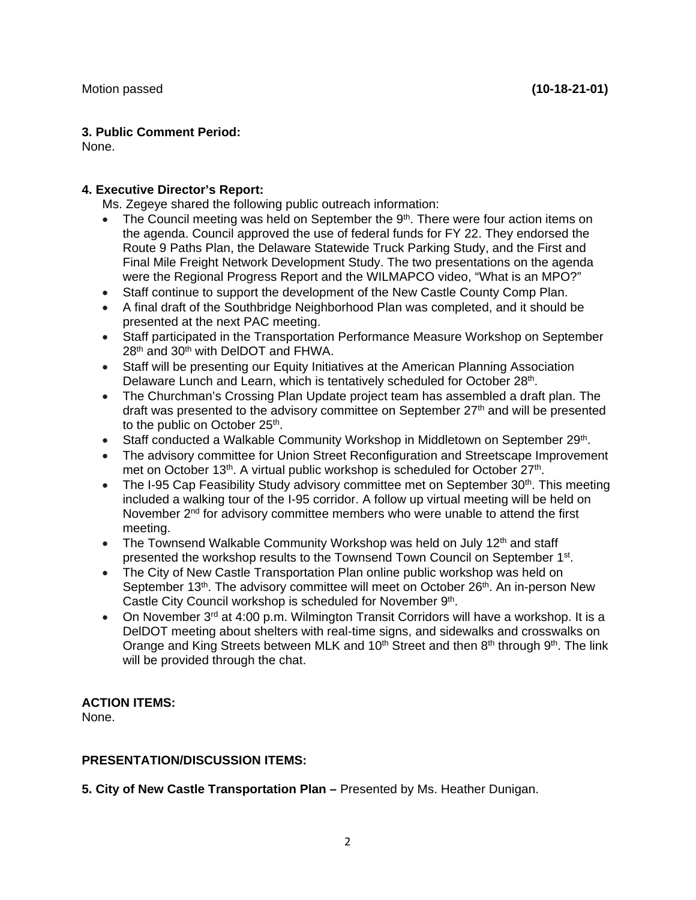Motion passed **(10-18-21-01)**

**3. Public Comment Period:**
None.

**4. Executive Director's Report:**

Ms. Zegeye shared the following public outreach information:

- The Council meeting was held on September the 9th. There were four action items on the agenda. Council approved the use of federal funds for FY 22. They endorsed the Route 9 Paths Plan, the Delaware Statewide Truck Parking Study, and the First and Final Mile Freight Network Development Study. The two presentations on the agenda were the Regional Progress Report and the WILMAPCO video, "What is an MPO?"
- Staff continue to support the development of the New Castle County Comp Plan.
- A final draft of the Southbridge Neighborhood Plan was completed, and it should be presented at the next PAC meeting.
- Staff participated in the Transportation Performance Measure Workshop on September 28th and 30th with DelDOT and FHWA.
- Staff will be presenting our Equity Initiatives at the American Planning Association Delaware Lunch and Learn, which is tentatively scheduled for October 28th.
- The Churchman's Crossing Plan Update project team has assembled a draft plan. The draft was presented to the advisory committee on September 27th and will be presented to the public on October 25th.
- Staff conducted a Walkable Community Workshop in Middletown on September 29th.
- The advisory committee for Union Street Reconfiguration and Streetscape Improvement met on October 13th. A virtual public workshop is scheduled for October 27th.
- The I-95 Cap Feasibility Study advisory committee met on September 30th. This meeting included a walking tour of the I-95 corridor. A follow up virtual meeting will be held on November 2nd for advisory committee members who were unable to attend the first meeting.
- The Townsend Walkable Community Workshop was held on July 12th and staff presented the workshop results to the Townsend Town Council on September 1st.
- The City of New Castle Transportation Plan online public workshop was held on September 13th. The advisory committee will meet on October 26th. An in-person New Castle City Council workshop is scheduled for November 9th.
- On November 3rd at 4:00 p.m. Wilmington Transit Corridors will have a workshop. It is a DelDOT meeting about shelters with real-time signs, and sidewalks and crosswalks on Orange and King Streets between MLK and 10th Street and then 8th through 9th. The link will be provided through the chat.

**ACTION ITEMS:**
None.

**PRESENTATION/DISCUSSION ITEMS:**

**5. City of New Castle Transportation Plan –** Presented by Ms. Heather Dunigan.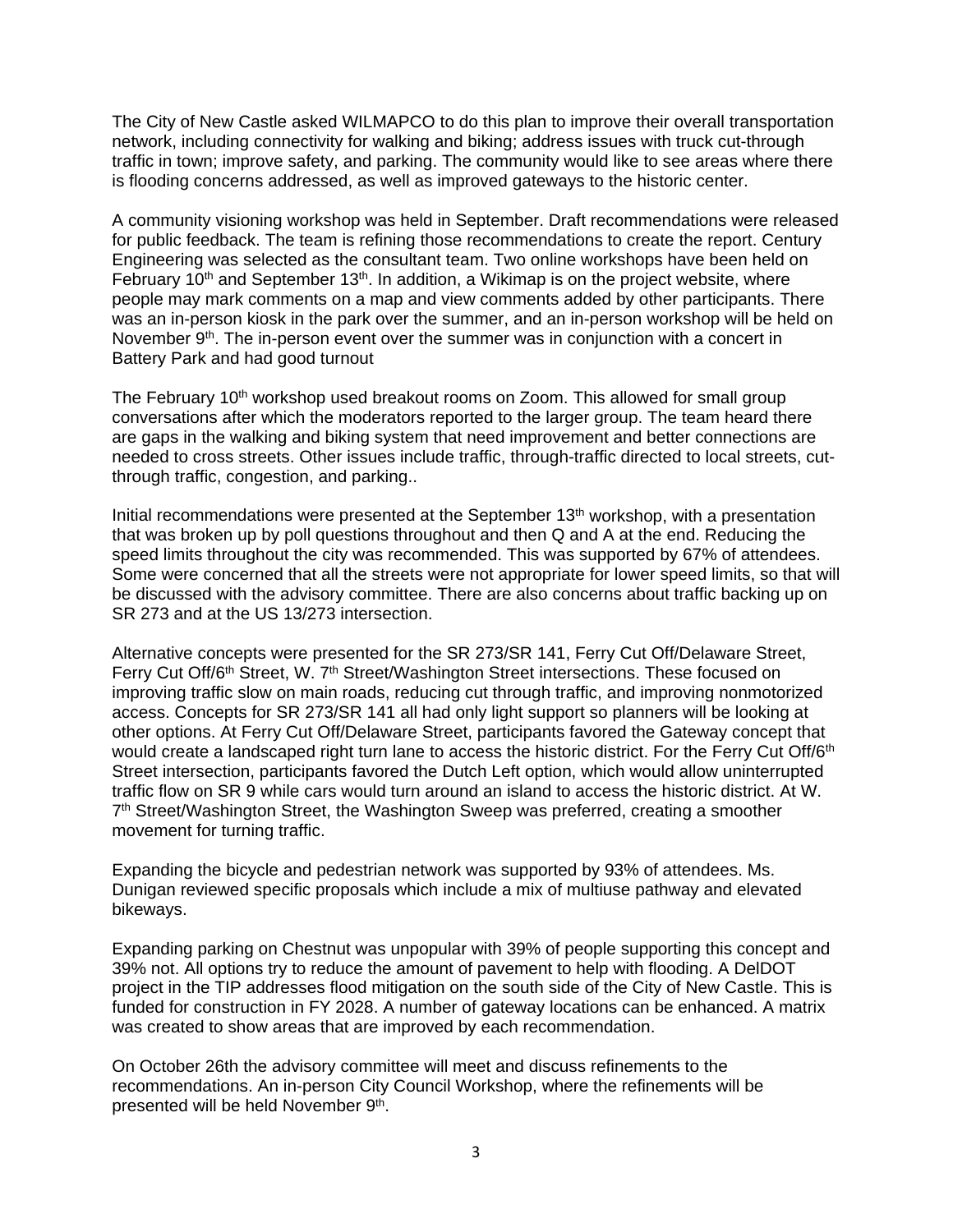The City of New Castle asked WILMAPCO to do this plan to improve their overall transportation network, including connectivity for walking and biking; address issues with truck cut-through traffic in town; improve safety, and parking. The community would like to see areas where there is flooding concerns addressed, as well as improved gateways to the historic center.

A community visioning workshop was held in September. Draft recommendations were released for public feedback. The team is refining those recommendations to create the report. Century Engineering was selected as the consultant team. Two online workshops have been held on February 10th and September 13th. In addition, a Wikimap is on the project website, where people may mark comments on a map and view comments added by other participants. There was an in-person kiosk in the park over the summer, and an in-person workshop will be held on November 9th. The in-person event over the summer was in conjunction with a concert in Battery Park and had good turnout

The February 10th workshop used breakout rooms on Zoom. This allowed for small group conversations after which the moderators reported to the larger group. The team heard there are gaps in the walking and biking system that need improvement and better connections are needed to cross streets. Other issues include traffic, through-traffic directed to local streets, cut-through traffic, congestion, and parking..

Initial recommendations were presented at the September 13th workshop, with a presentation that was broken up by poll questions throughout and then Q and A at the end. Reducing the speed limits throughout the city was recommended. This was supported by 67% of attendees. Some were concerned that all the streets were not appropriate for lower speed limits, so that will be discussed with the advisory committee. There are also concerns about traffic backing up on SR 273 and at the US 13/273 intersection.

Alternative concepts were presented for the SR 273/SR 141, Ferry Cut Off/Delaware Street, Ferry Cut Off/6th Street, W. 7th Street/Washington Street intersections. These focused on improving traffic slow on main roads, reducing cut through traffic, and improving nonmotorized access. Concepts for SR 273/SR 141 all had only light support so planners will be looking at other options. At Ferry Cut Off/Delaware Street, participants favored the Gateway concept that would create a landscaped right turn lane to access the historic district. For the Ferry Cut Off/6th Street intersection, participants favored the Dutch Left option, which would allow uninterrupted traffic flow on SR 9 while cars would turn around an island to access the historic district. At W. 7th Street/Washington Street, the Washington Sweep was preferred, creating a smoother movement for turning traffic.

Expanding the bicycle and pedestrian network was supported by 93% of attendees. Ms. Dunigan reviewed specific proposals which include a mix of multiuse pathway and elevated bikeways.

Expanding parking on Chestnut was unpopular with 39% of people supporting this concept and 39% not. All options try to reduce the amount of pavement to help with flooding. A DelDOT project in the TIP addresses flood mitigation on the south side of the City of New Castle. This is funded for construction in FY 2028. A number of gateway locations can be enhanced. A matrix was created to show areas that are improved by each recommendation.

On October 26th the advisory committee will meet and discuss refinements to the recommendations. An in-person City Council Workshop, where the refinements will be presented will be held November 9th.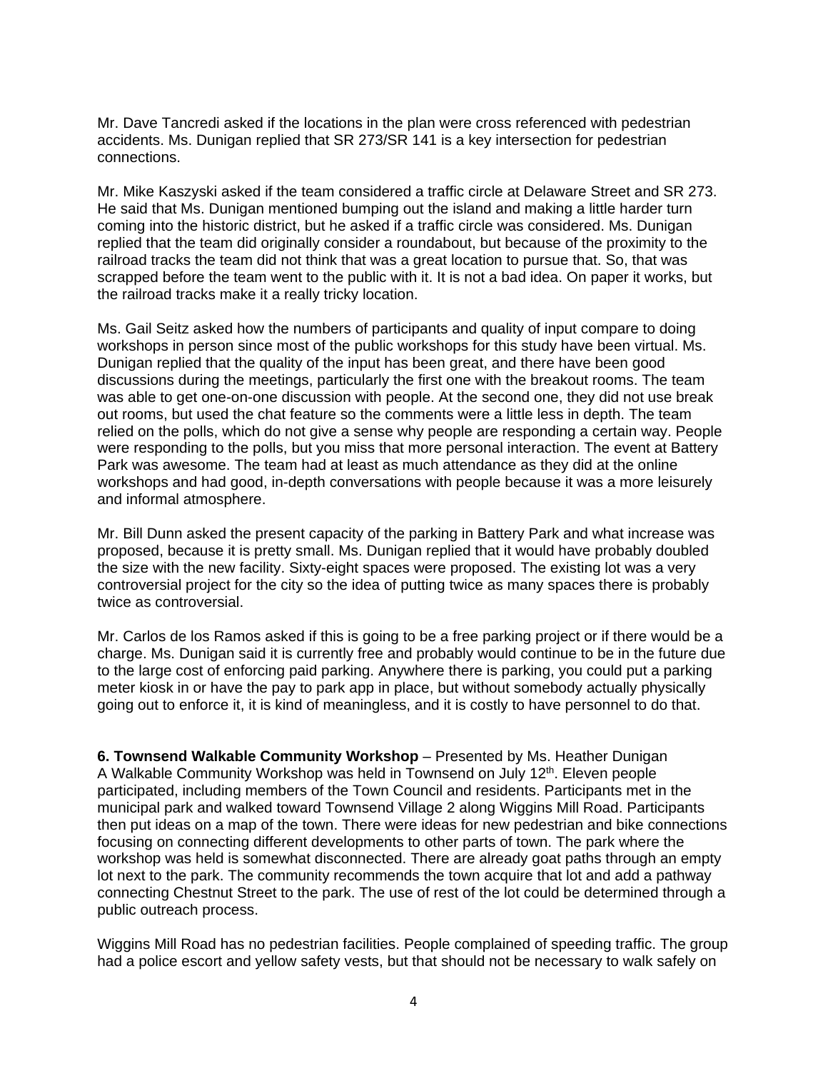Mr. Dave Tancredi asked if the locations in the plan were cross referenced with pedestrian accidents. Ms. Dunigan replied that SR 273/SR 141 is a key intersection for pedestrian connections.

Mr. Mike Kaszyski asked if the team considered a traffic circle at Delaware Street and SR 273. He said that Ms. Dunigan mentioned bumping out the island and making a little harder turn coming into the historic district, but he asked if a traffic circle was considered. Ms. Dunigan replied that the team did originally consider a roundabout, but because of the proximity to the railroad tracks the team did not think that was a great location to pursue that. So, that was scrapped before the team went to the public with it. It is not a bad idea. On paper it works, but the railroad tracks make it a really tricky location.

Ms. Gail Seitz asked how the numbers of participants and quality of input compare to doing workshops in person since most of the public workshops for this study have been virtual. Ms. Dunigan replied that the quality of the input has been great, and there have been good discussions during the meetings, particularly the first one with the breakout rooms. The team was able to get one-on-one discussion with people. At the second one, they did not use break out rooms, but used the chat feature so the comments were a little less in depth. The team relied on the polls, which do not give a sense why people are responding a certain way. People were responding to the polls, but you miss that more personal interaction. The event at Battery Park was awesome. The team had at least as much attendance as they did at the online workshops and had good, in-depth conversations with people because it was a more leisurely and informal atmosphere.

Mr. Bill Dunn asked the present capacity of the parking in Battery Park and what increase was proposed, because it is pretty small. Ms. Dunigan replied that it would have probably doubled the size with the new facility. Sixty-eight spaces were proposed. The existing lot was a very controversial project for the city so the idea of putting twice as many spaces there is probably twice as controversial.

Mr. Carlos de los Ramos asked if this is going to be a free parking project or if there would be a charge. Ms. Dunigan said it is currently free and probably would continue to be in the future due to the large cost of enforcing paid parking. Anywhere there is parking, you could put a parking meter kiosk in or have the pay to park app in place, but without somebody actually physically going out to enforce it, it is kind of meaningless, and it is costly to have personnel to do that.

**6. Townsend Walkable Community Workshop** – Presented by Ms. Heather Dunigan
A Walkable Community Workshop was held in Townsend on July 12th. Eleven people participated, including members of the Town Council and residents. Participants met in the municipal park and walked toward Townsend Village 2 along Wiggins Mill Road. Participants then put ideas on a map of the town. There were ideas for new pedestrian and bike connections focusing on connecting different developments to other parts of town. The park where the workshop was held is somewhat disconnected. There are already goat paths through an empty lot next to the park. The community recommends the town acquire that lot and add a pathway connecting Chestnut Street to the park. The use of rest of the lot could be determined through a public outreach process.

Wiggins Mill Road has no pedestrian facilities. People complained of speeding traffic. The group had a police escort and yellow safety vests, but that should not be necessary to walk safely on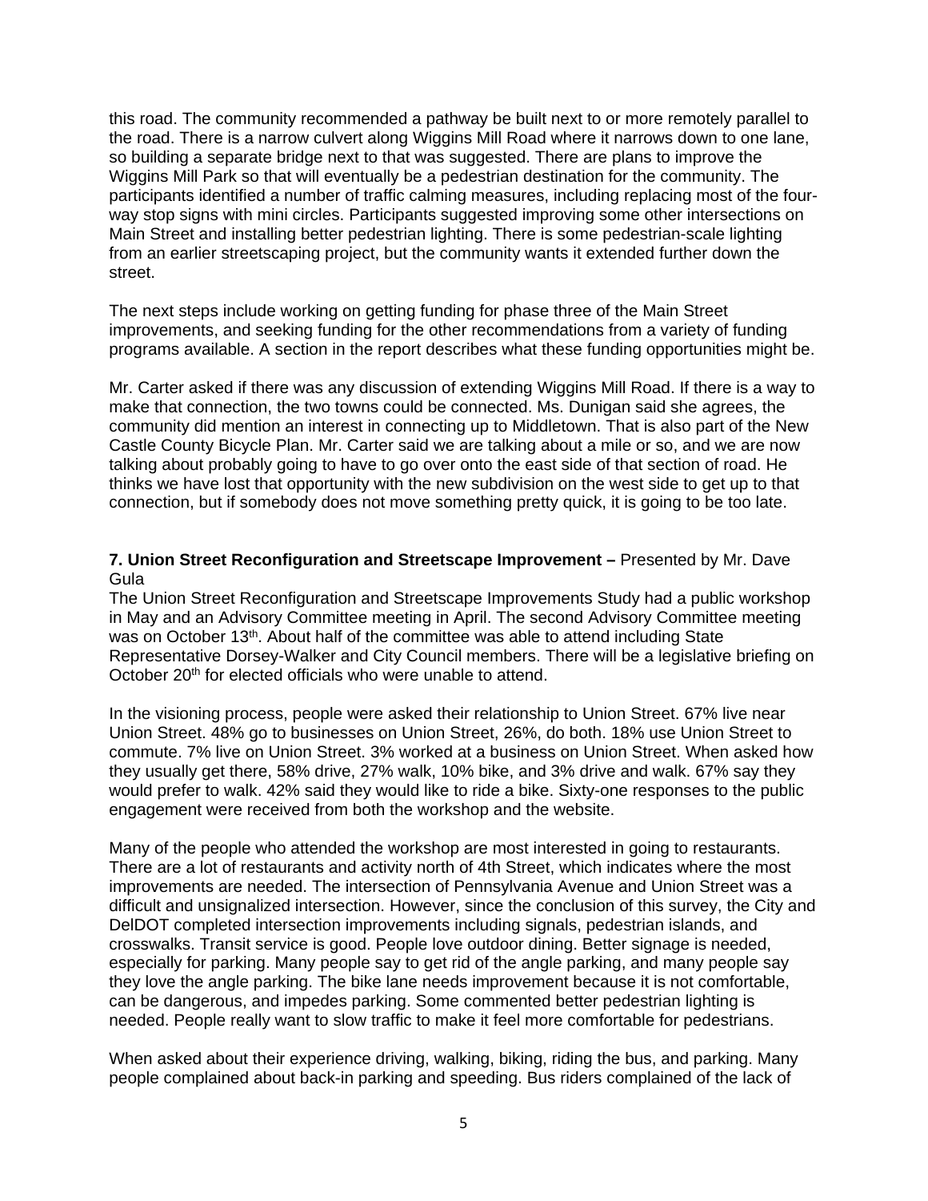this road. The community recommended a pathway be built next to or more remotely parallel to the road. There is a narrow culvert along Wiggins Mill Road where it narrows down to one lane, so building a separate bridge next to that was suggested. There are plans to improve the Wiggins Mill Park so that will eventually be a pedestrian destination for the community. The participants identified a number of traffic calming measures, including replacing most of the four-way stop signs with mini circles. Participants suggested improving some other intersections on Main Street and installing better pedestrian lighting. There is some pedestrian-scale lighting from an earlier streetscaping project, but the community wants it extended further down the street.

The next steps include working on getting funding for phase three of the Main Street improvements, and seeking funding for the other recommendations from a variety of funding programs available. A section in the report describes what these funding opportunities might be.

Mr. Carter asked if there was any discussion of extending Wiggins Mill Road. If there is a way to make that connection, the two towns could be connected. Ms. Dunigan said she agrees, the community did mention an interest in connecting up to Middletown. That is also part of the New Castle County Bicycle Plan. Mr. Carter said we are talking about a mile or so, and we are now talking about probably going to have to go over onto the east side of that section of road. He thinks we have lost that opportunity with the new subdivision on the west side to get up to that connection, but if somebody does not move something pretty quick, it is going to be too late.

**7. Union Street Reconfiguration and Streetscape Improvement –** Presented by Mr. Dave Gula

The Union Street Reconfiguration and Streetscape Improvements Study had a public workshop in May and an Advisory Committee meeting in April. The second Advisory Committee meeting was on October 13th. About half of the committee was able to attend including State Representative Dorsey-Walker and City Council members. There will be a legislative briefing on October 20th for elected officials who were unable to attend.

In the visioning process, people were asked their relationship to Union Street. 67% live near Union Street. 48% go to businesses on Union Street, 26%, do both. 18% use Union Street to commute. 7% live on Union Street. 3% worked at a business on Union Street. When asked how they usually get there, 58% drive, 27% walk, 10% bike, and 3% drive and walk. 67% say they would prefer to walk. 42% said they would like to ride a bike. Sixty-one responses to the public engagement were received from both the workshop and the website.

Many of the people who attended the workshop are most interested in going to restaurants. There are a lot of restaurants and activity north of 4th Street, which indicates where the most improvements are needed. The intersection of Pennsylvania Avenue and Union Street was a difficult and unsignalized intersection. However, since the conclusion of this survey, the City and DelDOT completed intersection improvements including signals, pedestrian islands, and crosswalks. Transit service is good. People love outdoor dining. Better signage is needed, especially for parking. Many people say to get rid of the angle parking, and many people say they love the angle parking. The bike lane needs improvement because it is not comfortable, can be dangerous, and impedes parking. Some commented better pedestrian lighting is needed. People really want to slow traffic to make it feel more comfortable for pedestrians.

When asked about their experience driving, walking, biking, riding the bus, and parking. Many people complained about back-in parking and speeding. Bus riders complained of the lack of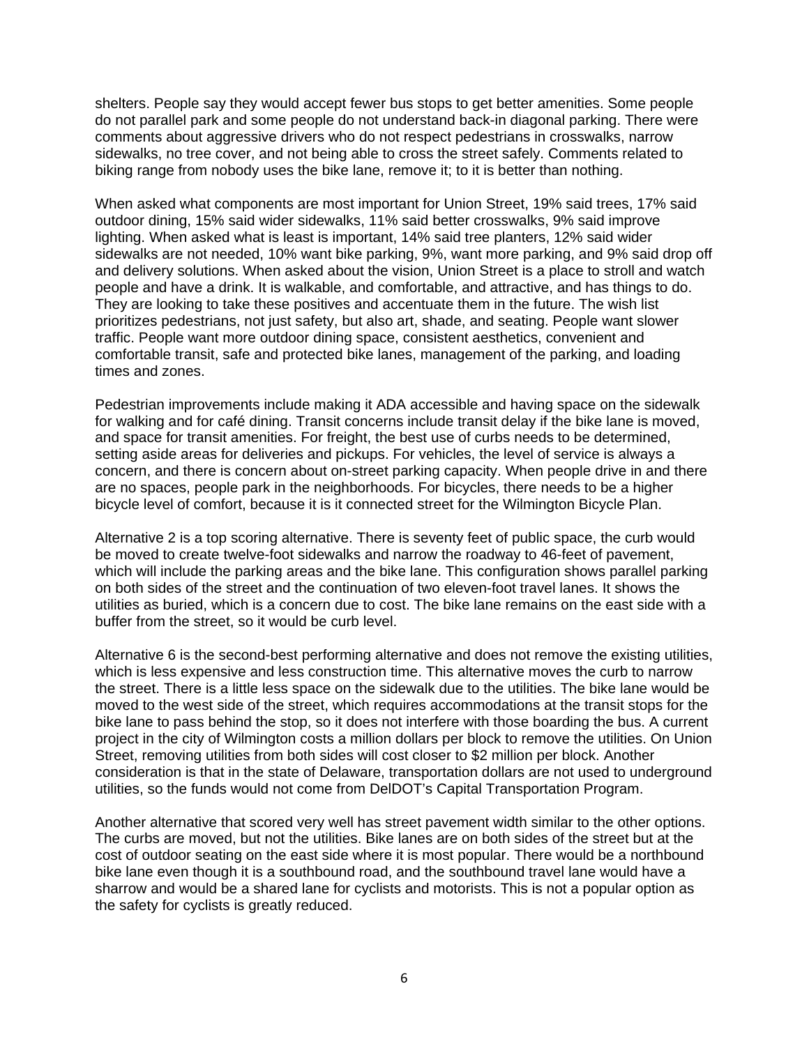shelters. People say they would accept fewer bus stops to get better amenities. Some people do not parallel park and some people do not understand back-in diagonal parking. There were comments about aggressive drivers who do not respect pedestrians in crosswalks, narrow sidewalks, no tree cover, and not being able to cross the street safely. Comments related to biking range from nobody uses the bike lane, remove it; to it is better than nothing.

When asked what components are most important for Union Street, 19% said trees, 17% said outdoor dining, 15% said wider sidewalks, 11% said better crosswalks, 9% said improve lighting. When asked what is least is important, 14% said tree planters, 12% said wider sidewalks are not needed, 10% want bike parking, 9%, want more parking, and 9% said drop off and delivery solutions. When asked about the vision, Union Street is a place to stroll and watch people and have a drink. It is walkable, and comfortable, and attractive, and has things to do. They are looking to take these positives and accentuate them in the future. The wish list prioritizes pedestrians, not just safety, but also art, shade, and seating. People want slower traffic. People want more outdoor dining space, consistent aesthetics, convenient and comfortable transit, safe and protected bike lanes, management of the parking, and loading times and zones.

Pedestrian improvements include making it ADA accessible and having space on the sidewalk for walking and for café dining. Transit concerns include transit delay if the bike lane is moved, and space for transit amenities. For freight, the best use of curbs needs to be determined, setting aside areas for deliveries and pickups. For vehicles, the level of service is always a concern, and there is concern about on-street parking capacity. When people drive in and there are no spaces, people park in the neighborhoods. For bicycles, there needs to be a higher bicycle level of comfort, because it is it connected street for the Wilmington Bicycle Plan.

Alternative 2 is a top scoring alternative. There is seventy feet of public space, the curb would be moved to create twelve-foot sidewalks and narrow the roadway to 46-feet of pavement, which will include the parking areas and the bike lane. This configuration shows parallel parking on both sides of the street and the continuation of two eleven-foot travel lanes. It shows the utilities as buried, which is a concern due to cost. The bike lane remains on the east side with a buffer from the street, so it would be curb level.

Alternative 6 is the second-best performing alternative and does not remove the existing utilities, which is less expensive and less construction time. This alternative moves the curb to narrow the street. There is a little less space on the sidewalk due to the utilities. The bike lane would be moved to the west side of the street, which requires accommodations at the transit stops for the bike lane to pass behind the stop, so it does not interfere with those boarding the bus. A current project in the city of Wilmington costs a million dollars per block to remove the utilities. On Union Street, removing utilities from both sides will cost closer to $2 million per block. Another consideration is that in the state of Delaware, transportation dollars are not used to underground utilities, so the funds would not come from DelDOT's Capital Transportation Program.

Another alternative that scored very well has street pavement width similar to the other options. The curbs are moved, but not the utilities. Bike lanes are on both sides of the street but at the cost of outdoor seating on the east side where it is most popular. There would be a northbound bike lane even though it is a southbound road, and the southbound travel lane would have a sharrow and would be a shared lane for cyclists and motorists. This is not a popular option as the safety for cyclists is greatly reduced.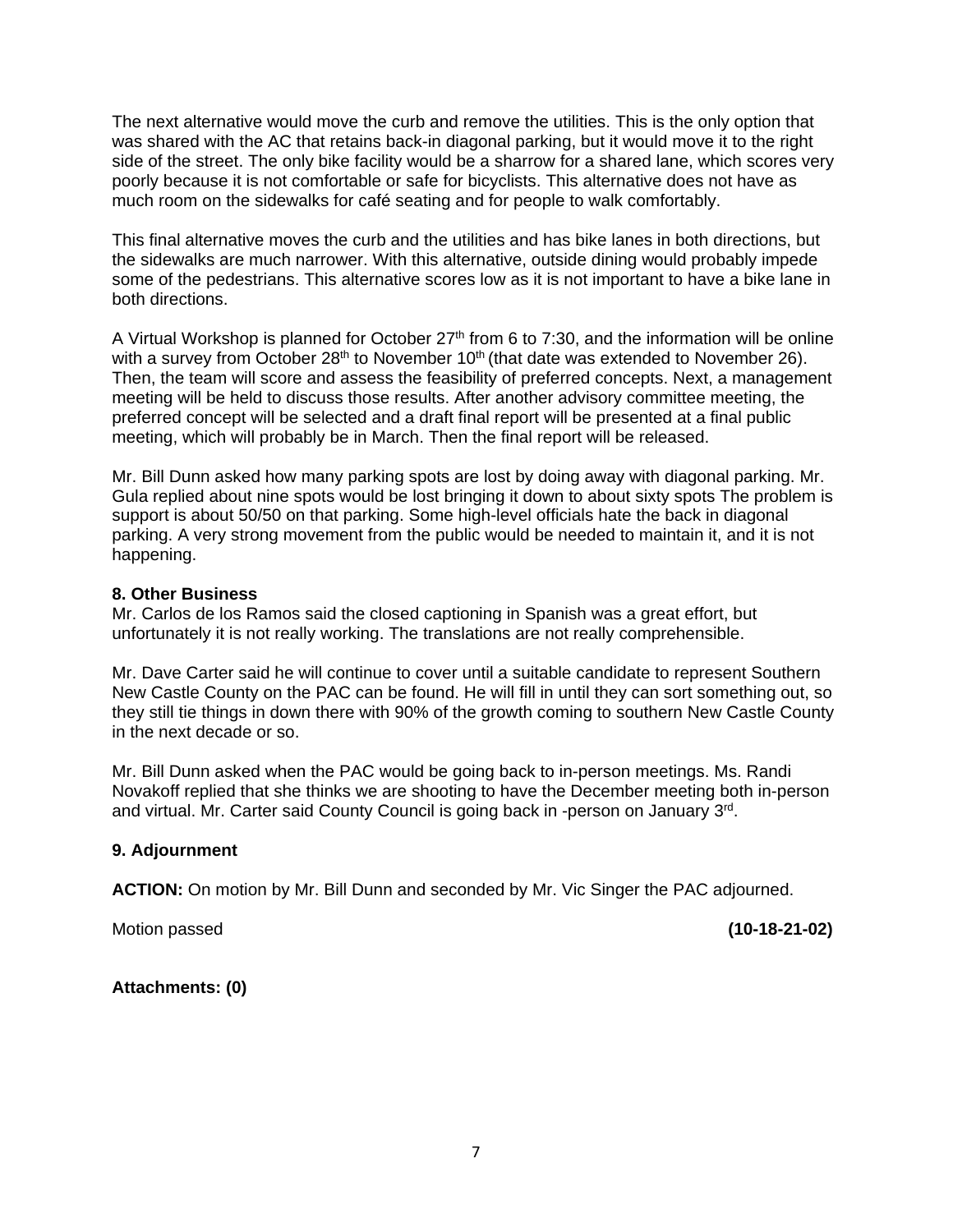The next alternative would move the curb and remove the utilities. This is the only option that was shared with the AC that retains back-in diagonal parking, but it would move it to the right side of the street. The only bike facility would be a sharrow for a shared lane, which scores very poorly because it is not comfortable or safe for bicyclists. This alternative does not have as much room on the sidewalks for café seating and for people to walk comfortably.

This final alternative moves the curb and the utilities and has bike lanes in both directions, but the sidewalks are much narrower. With this alternative, outside dining would probably impede some of the pedestrians. This alternative scores low as it is not important to have a bike lane in both directions.

A Virtual Workshop is planned for October 27th from 6 to 7:30, and the information will be online with a survey from October 28th to November 10th (that date was extended to November 26). Then, the team will score and assess the feasibility of preferred concepts. Next, a management meeting will be held to discuss those results. After another advisory committee meeting, the preferred concept will be selected and a draft final report will be presented at a final public meeting, which will probably be in March. Then the final report will be released.

Mr. Bill Dunn asked how many parking spots are lost by doing away with diagonal parking. Mr. Gula replied about nine spots would be lost bringing it down to about sixty spots The problem is support is about 50/50 on that parking. Some high-level officials hate the back in diagonal parking. A very strong movement from the public would be needed to maintain it, and it is not happening.

**8. Other Business**

Mr. Carlos de los Ramos said the closed captioning in Spanish was a great effort, but unfortunately it is not really working. The translations are not really comprehensible.

Mr. Dave Carter said he will continue to cover until a suitable candidate to represent Southern New Castle County on the PAC can be found. He will fill in until they can sort something out, so they still tie things in down there with 90% of the growth coming to southern New Castle County in the next decade or so.

Mr. Bill Dunn asked when the PAC would be going back to in-person meetings. Ms. Randi Novakoff replied that she thinks we are shooting to have the December meeting both in-person and virtual. Mr. Carter said County Council is going back in -person on January 3rd.

**9. Adjournment**

**ACTION:** On motion by Mr. Bill Dunn and seconded by Mr. Vic Singer the PAC adjourned.

Motion passed **(10-18-21-02)**

**Attachments: (0)**